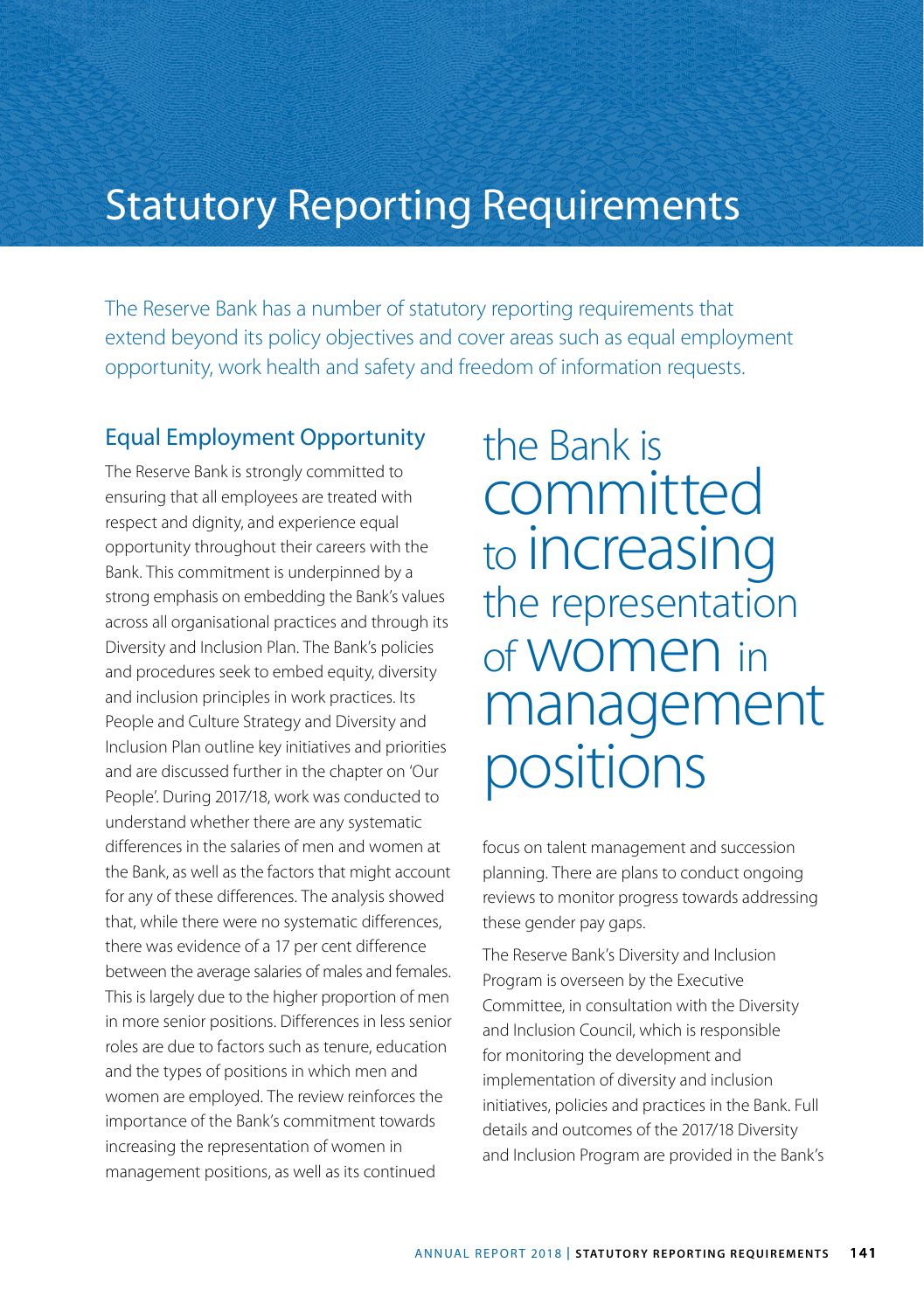# Statistical Reporting Requirements

The Reserve Bank has a number of statutory reporting requirements that extend beyond its policy objectives and cover areas such as equal employment opportunity, work health and safety and freedom of information requests.

## Equal Employment Opportunity

The Reserve Bank is strongly committed to ensuring that all employees are treated with respect and dignity, and experience equal opportunity throughout their careers with the Bank. This commitment is underpinned by a strong emphasis on embedding the Bank's values across all organisational practices and through its Diversity and Inclusion Plan. The Bank's policies and procedures seek to embed equity, diversity and inclusion principles in work practices. Its People and Culture Strategy and Diversity and Inclusion Plan outline key initiatives and priorities and are discussed further in the chapter on 'Our People'. During 2017/18, work was conducted to understand whether there are any systematic differences in the salaries of men and women at the Bank, as well as the factors that might account for any of these differences. The analysis showed that, while there were no systematic differences, there was evidence of a 17 per cent difference between the average salaries of males and females. This is largely due to the higher proportion of men in more senior positions. Differences in less senior roles are due to factors such as tenure, education and the types of positions in which men and women are employed. The review reinforces the importance of the Bank's commitment towards increasing the representation of women in management positions, as well as its continued focus on talent management and succession planning. There are plans to conduct ongoing reviews to monitor progress towards addressing these gender pay gaps.

> the Bank is committed to increasing the representation of women in management positions

The Reserve Bank's Diversity and Inclusion Program is overseen by the Executive Committee, in consultation with the Diversity and Inclusion Council, which is responsible for monitoring the development and implementation of diversity and inclusion initiatives, policies and practices in the Bank. Full details and outcomes of the 2017/18 Diversity and Inclusion Program are provided in the Bank's

# Statutory Reporting Requirements

The Reserve Bank has a number of statutory reporting requirements that extend beyond its policy objectives and cover areas such as equal employment opportunity, work health and safety and freedom of information requests.

## Equal Employment Opportunity

The Reserve Bank is strongly committed to ensuring that all employees are treated with respect and dignity, and experience equal opportunity throughout their careers with the Bank. This commitment is underpinned by a strong emphasis on embedding the Bank's values across all organisational practices and through its Diversity and Inclusion Plan. The Bank's policies and procedures seek to embed equity, diversity and inclusion principles in work practices. Its People and Culture Strategy and Diversity and Inclusion Plan outline key initiatives and priorities and are discussed further in the chapter on 'Our People'. During 2017/18, work was conducted to understand whether there are any systematic differences in the salaries of men and women at the Bank, as well as the factors that might account for any of these differences. The analysis showed that, while there were no systematic differences, there was evidence of a 17 per cent difference between the average salaries of males and females. This is largely due to the higher proportion of men in more senior positions. Differences in less senior roles are due to factors such as tenure, education and the types of positions in which men and women are employed. The review reinforces the importance of the Bank's commitment towards increasing the representation of women in management positions, as well as its continued focus on talent management and succession planning. There are plans to conduct ongoing reviews to monitor progress towards addressing these gender pay gaps.

> the Bank is committed to increasing the representation of women in management positions

The Reserve Bank's Diversity and Inclusion Program is overseen by the Executive Committee, in consultation with the Diversity and Inclusion Council, which is responsible for monitoring the development and implementation of diversity and inclusion initiatives, policies and practices in the Bank. Full details and outcomes of the 2017/18 Diversity and Inclusion Program are provided in the Bank's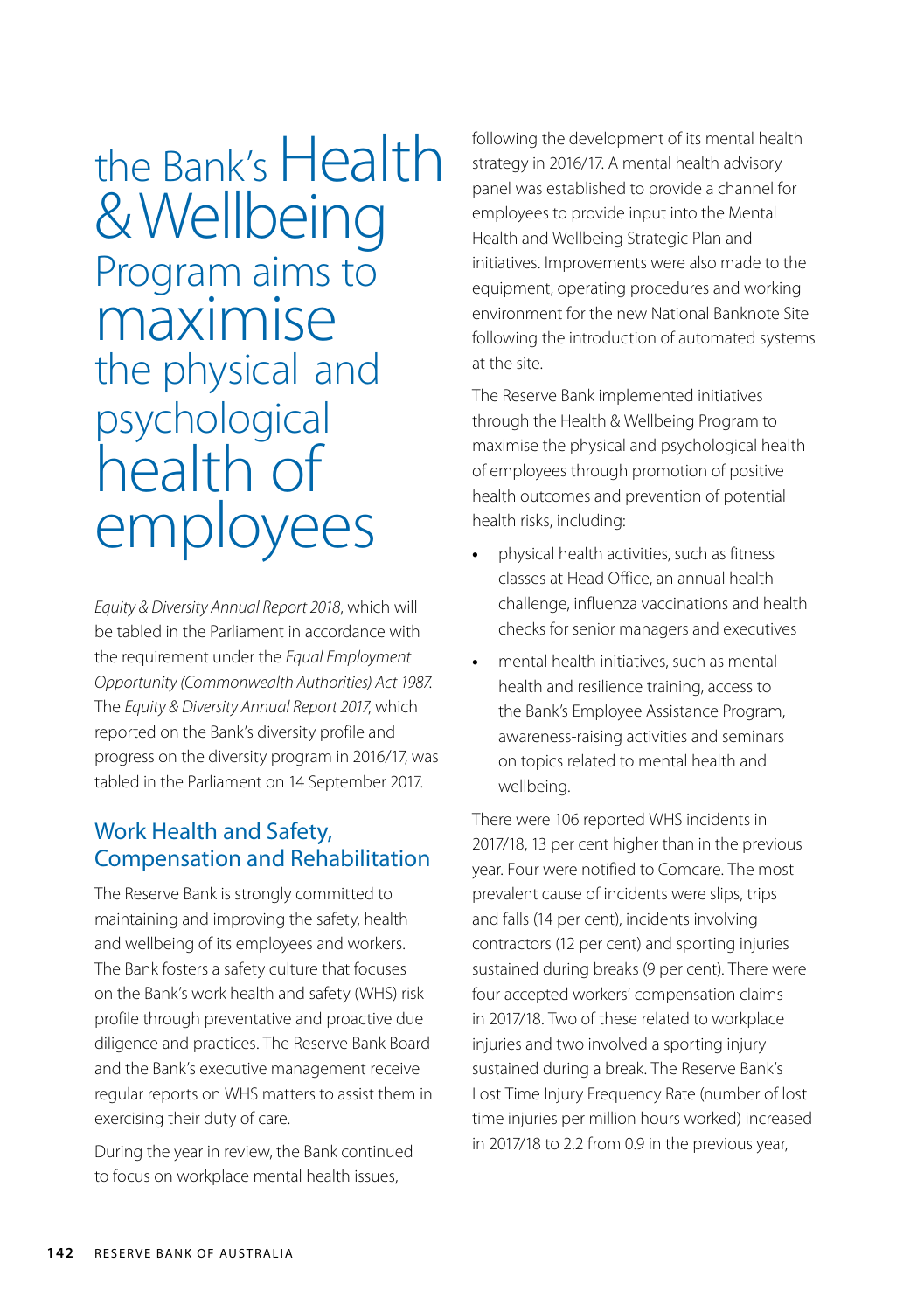the Bank's Health & Wellbeing Program aims to maximise the physical and psychological health of employees

*Equity & Diversity Annual Report 2018*, which will be tabled in the Parliament in accordance with the requirement under the *Equal Employment Opportunity (Commonwealth Authorities) Act 1987*. The *Equity & Diversity Annual Report 2017*, which reported on the Bank's diversity profile and progress on the diversity program in 2016/17, was tabled in the Parliament on 14 September 2017.

## Work Health and Safety, Compensation and Rehabilitation

The Reserve Bank is strongly committed to maintaining and improving the safety, health and wellbeing of its employees and workers. The Bank fosters a safety culture that focuses on the Bank's work health and safety (WHS) risk profile through preventative and proactive due diligence and practices. The Reserve Bank Board and the Bank's executive management receive regular reports on WHS matters to assist them in exercising their duty of care.

During the year in review, the Bank continued to focus on workplace mental health issues, following the development of its mental health strategy in 2016/17. A mental health advisory panel was established to provide a channel for employees to provide input into the Mental Health and Wellbeing Strategic Plan and initiatives. Improvements were also made to the equipment, operating procedures and working environment for the new National Banknote Site following the introduction of automated systems at the site.

The Reserve Bank implemented initiatives through the Health & Wellbeing Program to maximise the physical and psychological health of employees through promotion of positive health outcomes and prevention of potential health risks, including:

- physical health activities, such as fitness classes at Head Office, an annual health challenge, influenza vaccinations and health checks for senior managers and executives
- mental health initiatives, such as mental health and resilience training, access to the Bank's Employee Assistance Program, awareness-raising activities and seminars on topics related to mental health and wellbeing.

There were 106 reported WHS incidents in 2017/18, 13 per cent higher than in the previous year. Four were notified to Comcare. The most prevalent cause of incidents were slips, trips and falls (14 per cent), incidents involving contractors (12 per cent) and sporting injuries sustained during breaks (9 per cent). There were four accepted workers' compensation claims in 2017/18. Two of these related to workplace injuries and two involved a sporting injury sustained during a break. The Reserve Bank's Lost Time Injury Frequency Rate (number of lost time injuries per million hours worked) increased in 2017/18 to 2.2 from 0.9 in the previous year,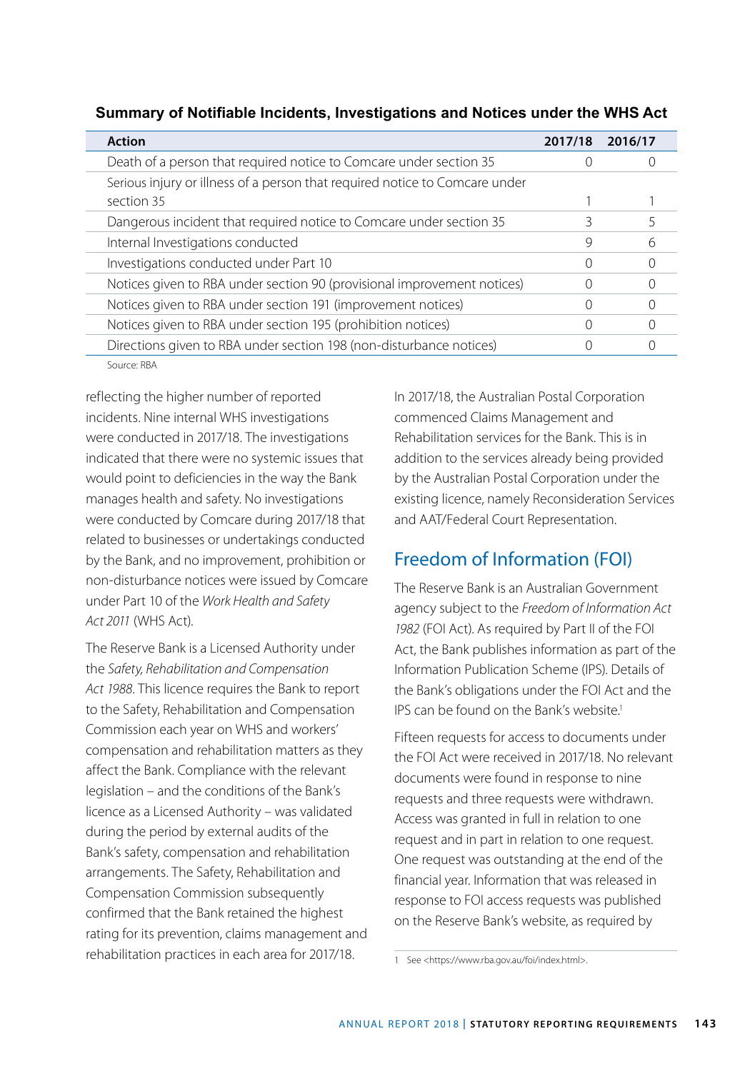**Summary of Notifiable Incidents, Investigations and Notices under the WHS Act**

| Action | 2017/18 | 2016/17 |
|---|---|---|
| Death of a person that required notice to Comcare under section 35 | 0 | 0 |
| Serious injury or illness of a person that required notice to Comcare under section 35 | 1 | 1 |
| Dangerous incident that required notice to Comcare under section 35 | 3 | 5 |
| Internal Investigations conducted | 9 | 6 |
| Investigations conducted under Part 10 | 0 | 0 |
| Notices given to RBA under section 90 (provisional improvement notices) | 0 | 0 |
| Notices given to RBA under section 191 (improvement notices) | 0 | 0 |
| Notices given to RBA under section 195 (prohibition notices) | 0 | 0 |
| Directions given to RBA under section 198 (non-disturbance notices) | 0 | 0 |

Source: RBA

reflecting the higher number of reported incidents. Nine internal WHS investigations were conducted in 2017/18. The investigations indicated that there were no systemic issues that would point to deficiencies in the way the Bank manages health and safety. No investigations were conducted by Comcare during 2017/18 that related to businesses or undertakings conducted by the Bank, and no improvement, prohibition or non-disturbance notices were issued by Comcare under Part 10 of the *Work Health and Safety Act 2011* (WHS Act).

The Reserve Bank is a Licensed Authority under the *Safety, Rehabilitation and Compensation Act 1988*. This licence requires the Bank to report to the Safety, Rehabilitation and Compensation Commission each year on WHS and workers' compensation and rehabilitation matters as they affect the Bank. Compliance with the relevant legislation – and the conditions of the Bank's licence as a Licensed Authority – was validated during the period by external audits of the Bank's safety, compensation and rehabilitation arrangements. The Safety, Rehabilitation and Compensation Commission subsequently confirmed that the Bank retained the highest rating for its prevention, claims management and rehabilitation practices in each area for 2017/18.

In 2017/18, the Australian Postal Corporation commenced Claims Management and Rehabilitation services for the Bank. This is in addition to the services already being provided by the Australian Postal Corporation under the existing licence, namely Reconsideration Services and AAT/Federal Court Representation.

## Freedom of Information (FOI)

The Reserve Bank is an Australian Government agency subject to the *Freedom of Information Act 1982* (FOI Act). As required by Part II of the FOI Act, the Bank publishes information as part of the Information Publication Scheme (IPS). Details of the Bank's obligations under the FOI Act and the IPS can be found on the Bank's website.[1]

Fifteen requests for access to documents under the FOI Act were received in 2017/18. No relevant documents were found in response to nine requests and three requests were withdrawn. Access was granted in full in relation to one request and in part in relation to one request. One request was outstanding at the end of the financial year. Information that was released in response to FOI access requests was published on the Reserve Bank's website, as required by

1 See <https://www.rba.gov.au/foi/index.html>.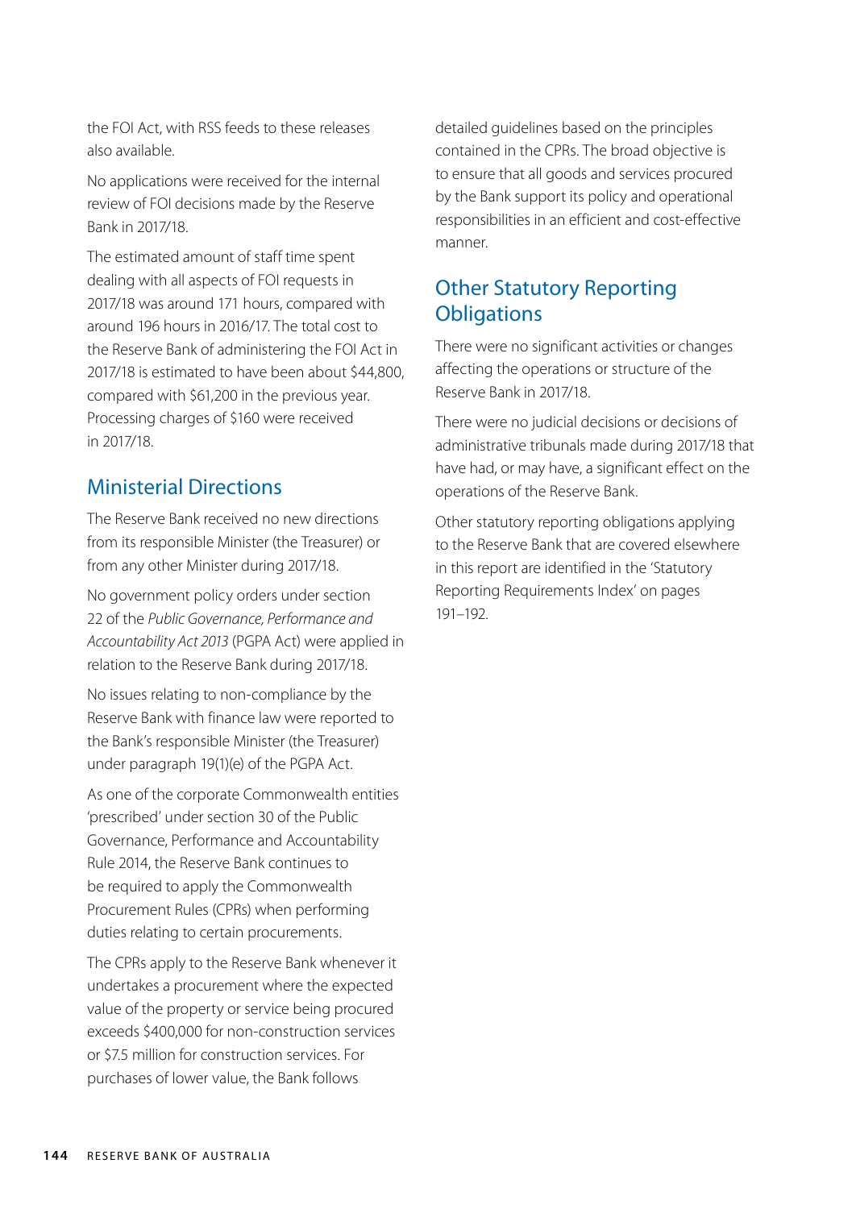the FOI Act, with RSS feeds to these releases also available.

No applications were received for the internal review of FOI decisions made by the Reserve Bank in 2017/18.

The estimated amount of staff time spent dealing with all aspects of FOI requests in 2017/18 was around 171 hours, compared with around 196 hours in 2016/17. The total cost to the Reserve Bank of administering the FOI Act in 2017/18 is estimated to have been about $44,800, compared with $61,200 in the previous year. Processing charges of $160 were received in 2017/18.

## Ministerial Directions

The Reserve Bank received no new directions from its responsible Minister (the Treasurer) or from any other Minister during 2017/18.

No government policy orders under section 22 of the *Public Governance, Performance and Accountability Act 2013* (PGPA Act) were applied in relation to the Reserve Bank during 2017/18.

No issues relating to non-compliance by the Reserve Bank with finance law were reported to the Bank's responsible Minister (the Treasurer) under paragraph 19(1)(e) of the PGPA Act.

As one of the corporate Commonwealth entities 'prescribed' under section 30 of the Public Governance, Performance and Accountability Rule 2014, the Reserve Bank continues to be required to apply the Commonwealth Procurement Rules (CPRs) when performing duties relating to certain procurements.

The CPRs apply to the Reserve Bank whenever it undertakes a procurement where the expected value of the property or service being procured exceeds $400,000 for non-construction services or $7.5 million for construction services. For purchases of lower value, the Bank follows detailed guidelines based on the principles contained in the CPRs. The broad objective is to ensure that all goods and services procured by the Bank support its policy and operational responsibilities in an efficient and cost-effective manner.

## Other Statutory Reporting Obligations

There were no significant activities or changes affecting the operations or structure of the Reserve Bank in 2017/18.

There were no judicial decisions or decisions of administrative tribunals made during 2017/18 that have had, or may have, a significant effect on the operations of the Reserve Bank.

Other statutory reporting obligations applying to the Reserve Bank that are covered elsewhere in this report are identified in the 'Statutory Reporting Requirements Index' on pages 191–192.